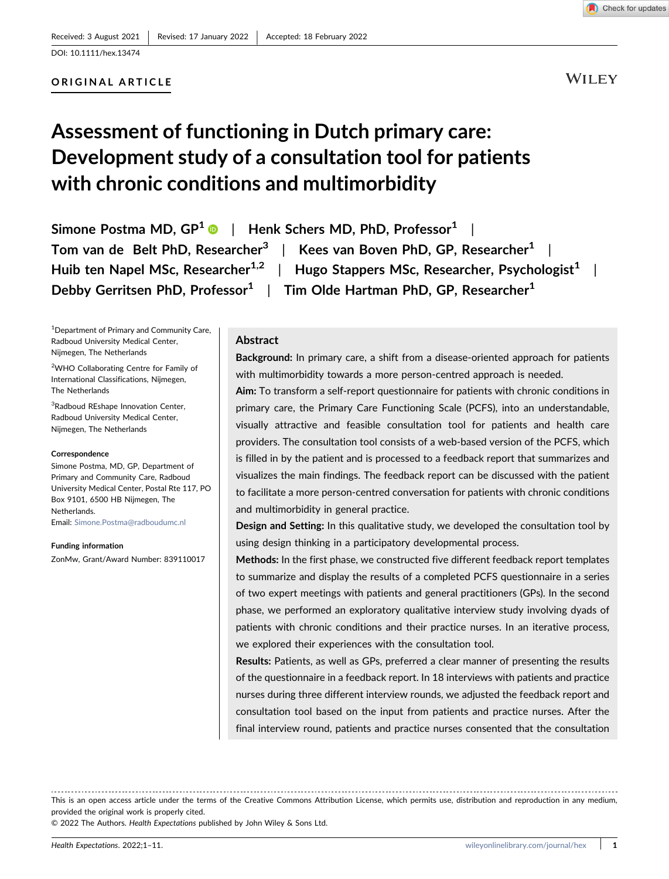Received: 3 August 2021 | Revised: 17 January 2022 | Accepted: 18 February 2022

DOI: 10.1111/hex.13474

ORIGINAL ARTICLE

# Assessment of functioning in Dutch primary care: Development study of a consultation tool for patients with chronic conditions and multimorbidity

**Simone Postma MD, GP[1] | Henk Schers MD, PhD, Professor[1] | Tom van de Belt PhD, Researcher[3] | Kees van Boven PhD, GP, Researcher[1] | Huib ten Napel MSc, Researcher[1,2] | Hugo Stappers MSc, Researcher, Psychologist[1] | Debby Gerritsen PhD, Professor[1] | Tim Olde Hartman PhD, GP, Researcher[1]**

[1]Department of Primary and Community Care, Radboud University Medical Center, Nijmegen, The Netherlands

[2]WHO Collaborating Centre for Family of International Classifications, Nijmegen, The Netherlands

[3]Radboud REshape Innovation Center, Radboud University Medical Center, Nijmegen, The Netherlands

**Correspondence**
Simone Postma, MD, GP, Department of Primary and Community Care, Radboud University Medical Center, Postal Rte 117, PO Box 9101, 6500 HB Nijmegen, The Netherlands.
Email: Simone.Postma@radboudumc.nl

**Funding information**
ZonMw, Grant/Award Number: 839110017

## Abstract

**Background:** In primary care, a shift from a disease-oriented approach for patients with multimorbidity towards a more person-centred approach is needed.

**Aim:** To transform a self-report questionnaire for patients with chronic conditions in primary care, the Primary Care Functioning Scale (PCFS), into an understandable, visually attractive and feasible consultation tool for patients and health care providers. The consultation tool consists of a web-based version of the PCFS, which is filled in by the patient and is processed to a feedback report that summarizes and visualizes the main findings. The feedback report can be discussed with the patient to facilitate a more person-centred conversation for patients with chronic conditions and multimorbidity in general practice.

**Design and Setting:** In this qualitative study, we developed the consultation tool by using design thinking in a participatory developmental process.

**Methods:** In the first phase, we constructed five different feedback report templates to summarize and display the results of a completed PCFS questionnaire in a series of two expert meetings with patients and general practitioners (GPs). In the second phase, we performed an exploratory qualitative interview study involving dyads of patients with chronic conditions and their practice nurses. In an iterative process, we explored their experiences with the consultation tool.

**Results:** Patients, as well as GPs, preferred a clear manner of presenting the results of the questionnaire in a feedback report. In 18 interviews with patients and practice nurses during three different interview rounds, we adjusted the feedback report and consultation tool based on the input from patients and practice nurses. After the final interview round, patients and practice nurses consented that the consultation

This is an open access article under the terms of the Creative Commons Attribution License, which permits use, distribution and reproduction in any medium, provided the original work is properly cited.
© 2022 The Authors. *Health Expectations* published by John Wiley & Sons Ltd.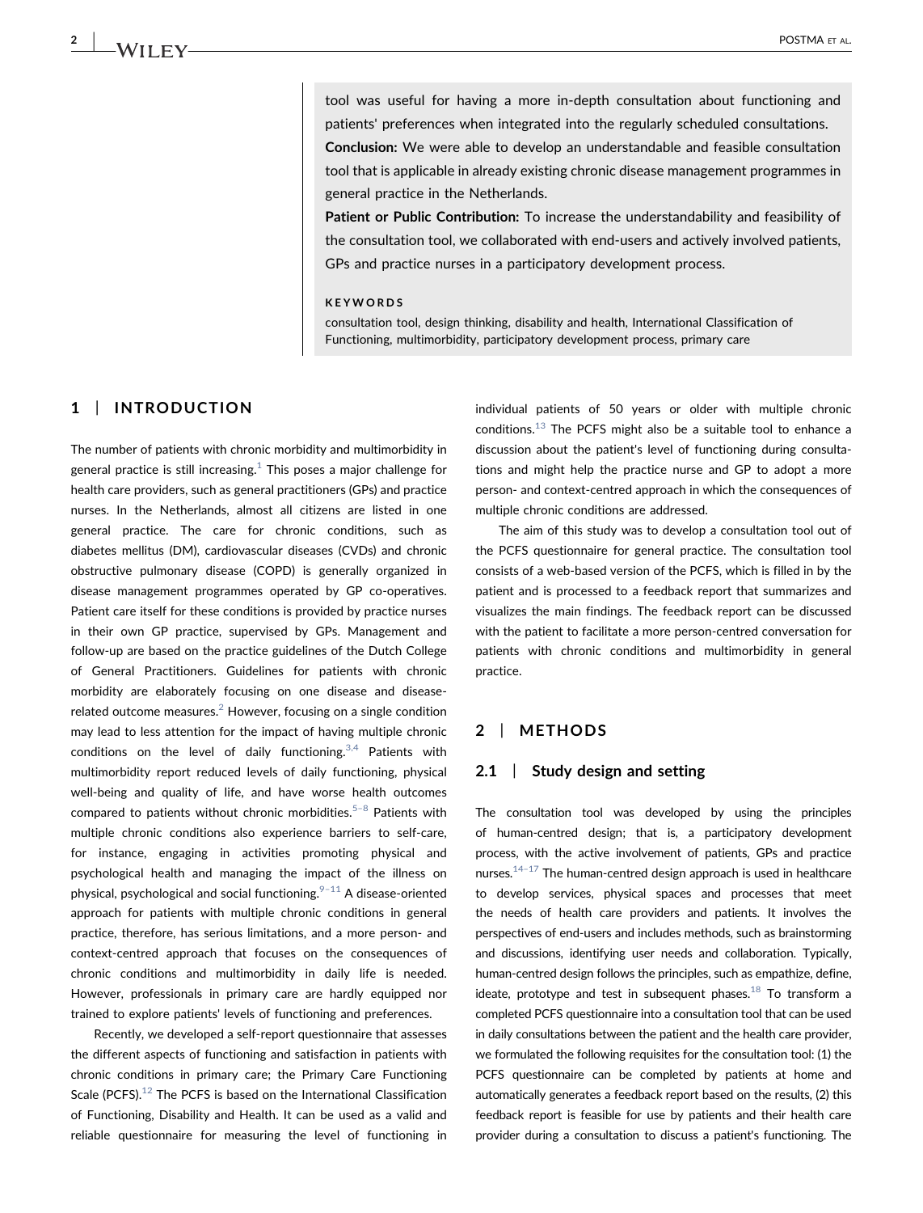tool was useful for having a more in-depth consultation about functioning and patients' preferences when integrated into the regularly scheduled consultations.

**Conclusion:** We were able to develop an understandable and feasible consultation tool that is applicable in already existing chronic disease management programmes in general practice in the Netherlands.

**Patient or Public Contribution:** To increase the understandability and feasibility of the consultation tool, we collaborated with end-users and actively involved patients, GPs and practice nurses in a participatory development process.

**KEYWORDS**

consultation tool, design thinking, disability and health, International Classification of Functioning, multimorbidity, participatory development process, primary care

## 1 | INTRODUCTION

The number of patients with chronic morbidity and multimorbidity in general practice is still increasing.[1] This poses a major challenge for health care providers, such as general practitioners (GPs) and practice nurses. In the Netherlands, almost all citizens are listed in one general practice. The care for chronic conditions, such as diabetes mellitus (DM), cardiovascular diseases (CVDs) and chronic obstructive pulmonary disease (COPD) is generally organized in disease management programmes operated by GP co-operatives. Patient care itself for these conditions is provided by practice nurses in their own GP practice, supervised by GPs. Management and follow-up are based on the practice guidelines of the Dutch College of General Practitioners. Guidelines for patients with chronic morbidity are elaborately focusing on one disease and disease-related outcome measures.[2] However, focusing on a single condition may lead to less attention for the impact of having multiple chronic conditions on the level of daily functioning.[3,4] Patients with multimorbidity report reduced levels of daily functioning, physical well-being and quality of life, and have worse health outcomes compared to patients without chronic morbidities.[5–8] Patients with multiple chronic conditions also experience barriers to self-care, for instance, engaging in activities promoting physical and psychological health and managing the impact of the illness on physical, psychological and social functioning.[9–11] A disease-oriented approach for patients with multiple chronic conditions in general practice, therefore, has serious limitations, and a more person- and context-centred approach that focuses on the consequences of chronic conditions and multimorbidity in daily life is needed. However, professionals in primary care are hardly equipped nor trained to explore patients' levels of functioning and preferences.

Recently, we developed a self-report questionnaire that assesses the different aspects of functioning and satisfaction in patients with chronic conditions in primary care; the Primary Care Functioning Scale (PCFS).[12] The PCFS is based on the International Classification of Functioning, Disability and Health. It can be used as a valid and reliable questionnaire for measuring the level of functioning in individual patients of 50 years or older with multiple chronic conditions.[13] The PCFS might also be a suitable tool to enhance a discussion about the patient's level of functioning during consultations and might help the practice nurse and GP to adopt a more person- and context-centred approach in which the consequences of multiple chronic conditions are addressed.

The aim of this study was to develop a consultation tool out of the PCFS questionnaire for general practice. The consultation tool consists of a web-based version of the PCFS, which is filled in by the patient and is processed to a feedback report that summarizes and visualizes the main findings. The feedback report can be discussed with the patient to facilitate a more person-centred conversation for patients with chronic conditions and multimorbidity in general practice.

## 2 | METHODS

### 2.1 | Study design and setting

The consultation tool was developed by using the principles of human-centred design; that is, a participatory development process, with the active involvement of patients, GPs and practice nurses.[14–17] The human-centred design approach is used in healthcare to develop services, physical spaces and processes that meet the needs of health care providers and patients. It involves the perspectives of end-users and includes methods, such as brainstorming and discussions, identifying user needs and collaboration. Typically, human-centred design follows the principles, such as empathize, define, ideate, prototype and test in subsequent phases.[18] To transform a completed PCFS questionnaire into a consultation tool that can be used in daily consultations between the patient and the health care provider, we formulated the following requisites for the consultation tool: (1) the PCFS questionnaire can be completed by patients at home and automatically generates a feedback report based on the results, (2) this feedback report is feasible for use by patients and their health care provider during a consultation to discuss a patient's functioning. The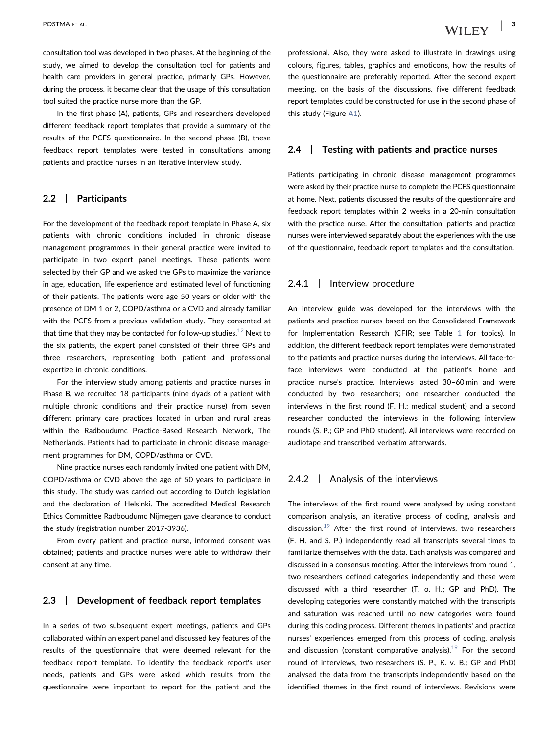consultation tool was developed in two phases. At the beginning of the study, we aimed to develop the consultation tool for patients and health care providers in general practice, primarily GPs. However, during the process, it became clear that the usage of this consultation tool suited the practice nurse more than the GP.

In the first phase (A), patients, GPs and researchers developed different feedback report templates that provide a summary of the results of the PCFS questionnaire. In the second phase (B), these feedback report templates were tested in consultations among patients and practice nurses in an iterative interview study.

### 2.2 | Participants

For the development of the feedback report template in Phase A, six patients with chronic conditions included in chronic disease management programmes in their general practice were invited to participate in two expert panel meetings. These patients were selected by their GP and we asked the GPs to maximize the variance in age, education, life experience and estimated level of functioning of their patients. The patients were age 50 years or older with the presence of DM 1 or 2, COPD/asthma or a CVD and already familiar with the PCFS from a previous validation study. They consented at that time that they may be contacted for follow-up studies.[12] Next to the six patients, the expert panel consisted of their three GPs and three researchers, representing both patient and professional expertize in chronic conditions.

For the interview study among patients and practice nurses in Phase B, we recruited 18 participants (nine dyads of a patient with multiple chronic conditions and their practice nurse) from seven different primary care practices located in urban and rural areas within the Radboudumc Practice-Based Research Network, The Netherlands. Patients had to participate in chronic disease management programmes for DM, COPD/asthma or CVD.

Nine practice nurses each randomly invited one patient with DM, COPD/asthma or CVD above the age of 50 years to participate in this study. The study was carried out according to Dutch legislation and the declaration of Helsinki. The accredited Medical Research Ethics Committee Radboudumc Nijmegen gave clearance to conduct the study (registration number 2017-3936).

From every patient and practice nurse, informed consent was obtained; patients and practice nurses were able to withdraw their consent at any time.

### 2.3 | Development of feedback report templates

In a series of two subsequent expert meetings, patients and GPs collaborated within an expert panel and discussed key features of the results of the questionnaire that were deemed relevant for the feedback report template. To identify the feedback report's user needs, patients and GPs were asked which results from the questionnaire were important to report for the patient and the professional. Also, they were asked to illustrate in drawings using colours, figures, tables, graphics and emoticons, how the results of the questionnaire are preferably reported. After the second expert meeting, on the basis of the discussions, five different feedback report templates could be constructed for use in the second phase of this study (Figure A1).

### 2.4 | Testing with patients and practice nurses

Patients participating in chronic disease management programmes were asked by their practice nurse to complete the PCFS questionnaire at home. Next, patients discussed the results of the questionnaire and feedback report templates within 2 weeks in a 20-min consultation with the practice nurse. After the consultation, patients and practice nurses were interviewed separately about the experiences with the use of the questionnaire, feedback report templates and the consultation.

#### 2.4.1 | Interview procedure

An interview guide was developed for the interviews with the patients and practice nurses based on the Consolidated Framework for Implementation Research (CFIR; see Table 1 for topics). In addition, the different feedback report templates were demonstrated to the patients and practice nurses during the interviews. All face-to-face interviews were conducted at the patient's home and practice nurse's practice. Interviews lasted 30–60 min and were conducted by two researchers; one researcher conducted the interviews in the first round (F. H.; medical student) and a second researcher conducted the interviews in the following interview rounds (S. P.; GP and PhD student). All interviews were recorded on audiotape and transcribed verbatim afterwards.

#### 2.4.2 | Analysis of the interviews

The interviews of the first round were analysed by using constant comparison analysis, an iterative process of coding, analysis and discussion.[19] After the first round of interviews, two researchers (F. H. and S. P.) independently read all transcripts several times to familiarize themselves with the data. Each analysis was compared and discussed in a consensus meeting. After the interviews from round 1, two researchers defined categories independently and these were discussed with a third researcher (T. o. H.; GP and PhD). The developing categories were constantly matched with the transcripts and saturation was reached until no new categories were found during this coding process. Different themes in patients' and practice nurses' experiences emerged from this process of coding, analysis and discussion (constant comparative analysis).[19] For the second round of interviews, two researchers (S. P., K. v. B.; GP and PhD) analysed the data from the transcripts independently based on the identified themes in the first round of interviews. Revisions were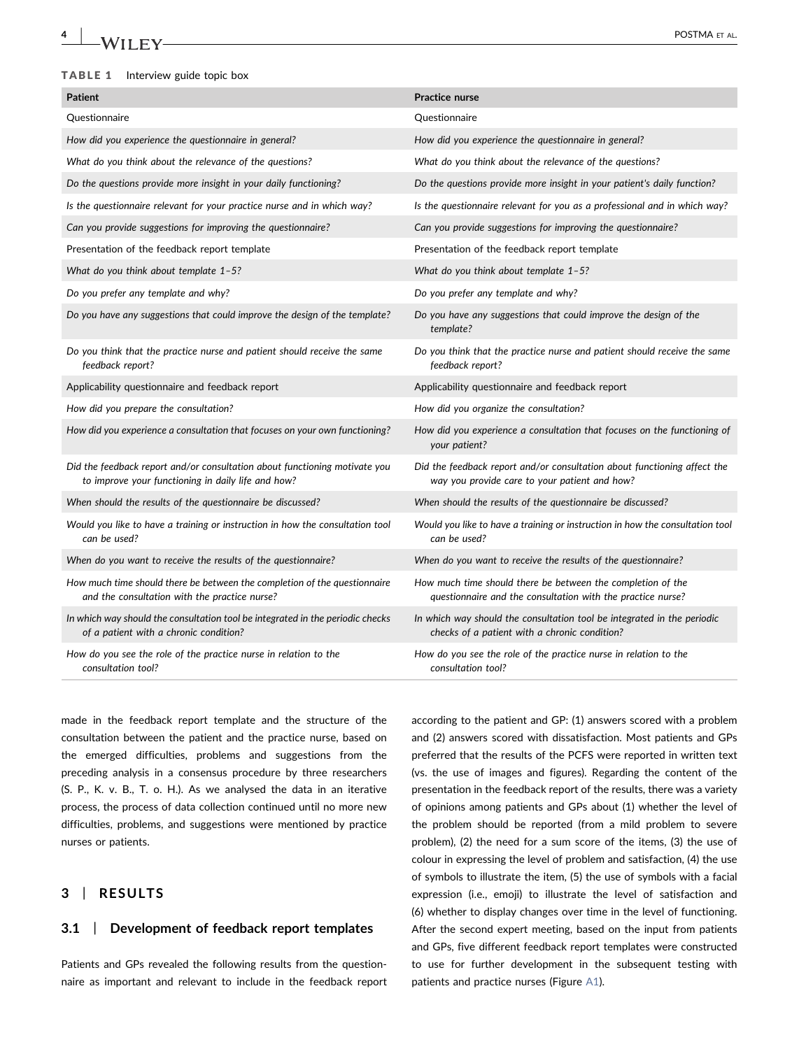**TABLE 1** Interview guide topic box

| Patient | Practice nurse |
|---|---|
| Questionnaire | Questionnaire |
| *How did you experience the questionnaire in general?* | *How did you experience the questionnaire in general?* |
| *What do you think about the relevance of the questions?* | *What do you think about the relevance of the questions?* |
| *Do the questions provide more insight in your daily functioning?* | *Do the questions provide more insight in your patient's daily function?* |
| *Is the questionnaire relevant for your practice nurse and in which way?* | *Is the questionnaire relevant for you as a professional and in which way?* |
| *Can you provide suggestions for improving the questionnaire?* | *Can you provide suggestions for improving the questionnaire?* |
| Presentation of the feedback report template | Presentation of the feedback report template |
| *What do you think about template 1–5?* | *What do you think about template 1–5?* |
| *Do you prefer any template and why?* | *Do you prefer any template and why?* |
| *Do you have any suggestions that could improve the design of the template?* | *Do you have any suggestions that could improve the design of the template?* |
| *Do you think that the practice nurse and patient should receive the same feedback report?* | *Do you think that the practice nurse and patient should receive the same feedback report?* |
| Applicability questionnaire and feedback report | Applicability questionnaire and feedback report |
| *How did you prepare the consultation?* | *How did you organize the consultation?* |
| *How did you experience a consultation that focuses on your own functioning?* | *How did you experience a consultation that focuses on the functioning of your patient?* |
| *Did the feedback report and/or consultation about functioning motivate you to improve your functioning in daily life and how?* | *Did the feedback report and/or consultation about functioning affect the way you provide care to your patient and how?* |
| *When should the results of the questionnaire be discussed?* | *When should the results of the questionnaire be discussed?* |
| *Would you like to have a training or instruction in how the consultation tool can be used?* | *Would you like to have a training or instruction in how the consultation tool can be used?* |
| *When do you want to receive the results of the questionnaire?* | *When do you want to receive the results of the questionnaire?* |
| *How much time should there be between the completion of the questionnaire and the consultation with the practice nurse?* | *How much time should there be between the completion of the questionnaire and the consultation with the practice nurse?* |
| *In which way should the consultation tool be integrated in the periodic checks of a patient with a chronic condition?* | *In which way should the consultation tool be integrated in the periodic checks of a patient with a chronic condition?* |
| *How do you see the role of the practice nurse in relation to the consultation tool?* | *How do you see the role of the practice nurse in relation to the consultation tool?* |

made in the feedback report template and the structure of the consultation between the patient and the practice nurse, based on the emerged difficulties, problems and suggestions from the preceding analysis in a consensus procedure by three researchers (S. P., K. v. B., T. o. H.). As we analysed the data in an iterative process, the process of data collection continued until no more new difficulties, problems, and suggestions were mentioned by practice nurses or patients.

## 3 | RESULTS

### 3.1 | Development of feedback report templates

Patients and GPs revealed the following results from the questionnaire as important and relevant to include in the feedback report according to the patient and GP: (1) answers scored with a problem and (2) answers scored with dissatisfaction. Most patients and GPs preferred that the results of the PCFS were reported in written text (vs. the use of images and figures). Regarding the content of the presentation in the feedback report of the results, there was a variety of opinions among patients and GPs about (1) whether the level of the problem should be reported (from a mild problem to severe problem), (2) the need for a sum score of the items, (3) the use of colour in expressing the level of problem and satisfaction, (4) the use of symbols to illustrate the item, (5) the use of symbols with a facial expression (i.e., emoji) to illustrate the level of satisfaction and (6) whether to display changes over time in the level of functioning. After the second expert meeting, based on the input from patients and GPs, five different feedback report templates were constructed to use for further development in the subsequent testing with patients and practice nurses (Figure A1).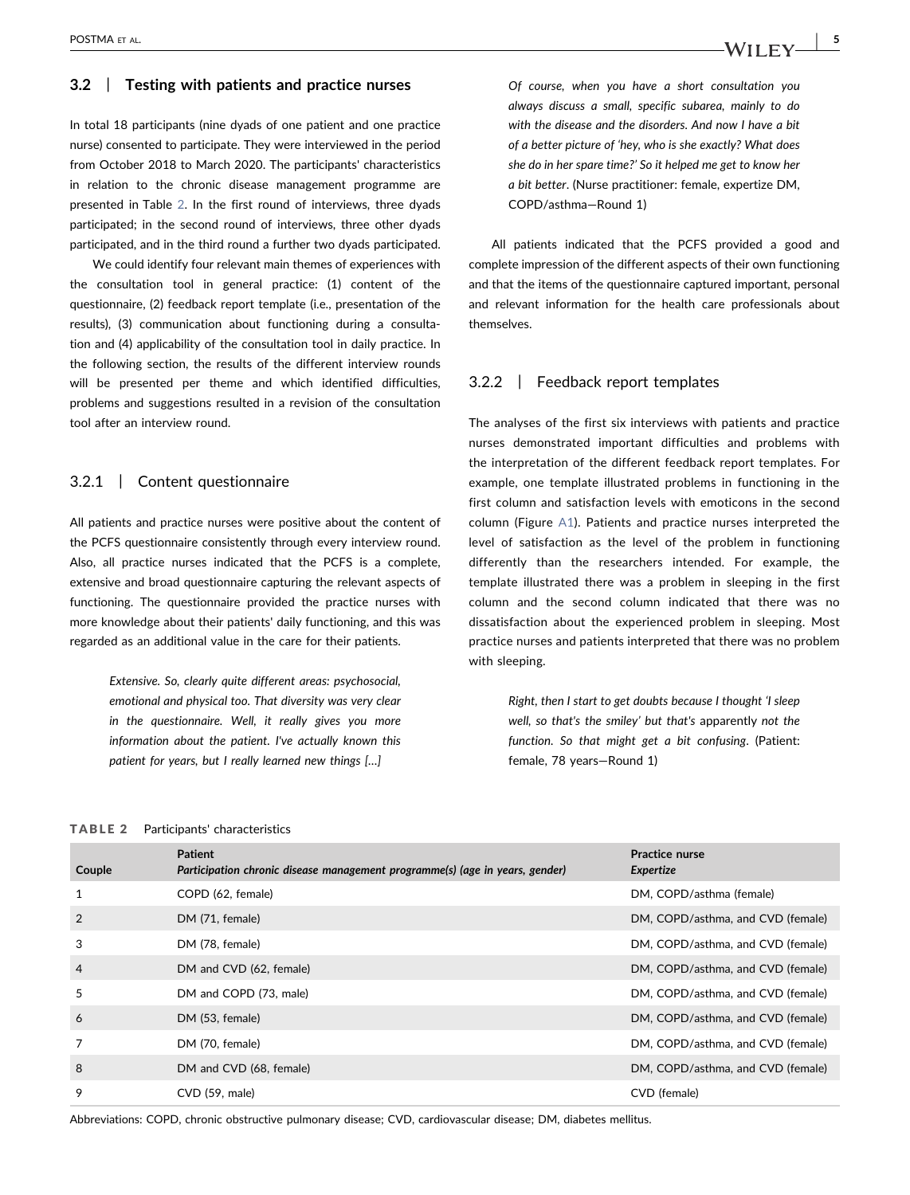## 3.2 | Testing with patients and practice nurses

In total 18 participants (nine dyads of one patient and one practice nurse) consented to participate. They were interviewed in the period from October 2018 to March 2020. The participants' characteristics in relation to the chronic disease management programme are presented in Table 2. In the first round of interviews, three dyads participated; in the second round of interviews, three other dyads participated, and in the third round a further two dyads participated.

We could identify four relevant main themes of experiences with the consultation tool in general practice: (1) content of the questionnaire, (2) feedback report template (i.e., presentation of the results), (3) communication about functioning during a consultation and (4) applicability of the consultation tool in daily practice. In the following section, the results of the different interview rounds will be presented per theme and which identified difficulties, problems and suggestions resulted in a revision of the consultation tool after an interview round.

### 3.2.1 | Content questionnaire

All patients and practice nurses were positive about the content of the PCFS questionnaire consistently through every interview round. Also, all practice nurses indicated that the PCFS is a complete, extensive and broad questionnaire capturing the relevant aspects of functioning. The questionnaire provided the practice nurses with more knowledge about their patients' daily functioning, and this was regarded as an additional value in the care for their patients.

> *Extensive. So, clearly quite different areas: psychosocial, emotional and physical too. That diversity was very clear in the questionnaire. Well, it really gives you more information about the patient. I've actually known this patient for years, but I really learned new things […]*
>
> *Of course, when you have a short consultation you always discuss a small, specific subarea, mainly to do with the disease and the disorders. And now I have a bit of a better picture of 'hey, who is she exactly? What does she do in her spare time?' So it helped me get to know her a bit better*. (Nurse practitioner: female, expertize DM, COPD/asthma—Round 1)

All patients indicated that the PCFS provided a good and complete impression of the different aspects of their own functioning and that the items of the questionnaire captured important, personal and relevant information for the health care professionals about themselves.

### 3.2.2 | Feedback report templates

The analyses of the first six interviews with patients and practice nurses demonstrated important difficulties and problems with the interpretation of the different feedback report templates. For example, one template illustrated problems in functioning in the first column and satisfaction levels with emoticons in the second column (Figure A1). Patients and practice nurses interpreted the level of satisfaction as the level of the problem in functioning differently than the researchers intended. For example, the template illustrated there was a problem in sleeping in the first column and the second column indicated that there was no dissatisfaction about the experienced problem in sleeping. Most practice nurses and patients interpreted that there was no problem with sleeping.

> *Right, then I start to get doubts because I thought 'I sleep well, so that's the smiley' but that's apparently not the function. So that might get a bit confusing*. (Patient: female, 78 years—Round 1)

**TABLE 2** Participants' characteristics

| Couple | Patient<br>*Participation chronic disease management programme(s) (age in years, gender)* | Practice nurse<br>*Expertize* |
|---|---|---|
| 1 | COPD (62, female) | DM, COPD/asthma (female) |
| 2 | DM (71, female) | DM, COPD/asthma, and CVD (female) |
| 3 | DM (78, female) | DM, COPD/asthma, and CVD (female) |
| 4 | DM and CVD (62, female) | DM, COPD/asthma, and CVD (female) |
| 5 | DM and COPD (73, male) | DM, COPD/asthma, and CVD (female) |
| 6 | DM (53, female) | DM, COPD/asthma, and CVD (female) |
| 7 | DM (70, female) | DM, COPD/asthma, and CVD (female) |
| 8 | DM and CVD (68, female) | DM, COPD/asthma, and CVD (female) |
| 9 | CVD (59, male) | CVD (female) |

Abbreviations: COPD, chronic obstructive pulmonary disease; CVD, cardiovascular disease; DM, diabetes mellitus.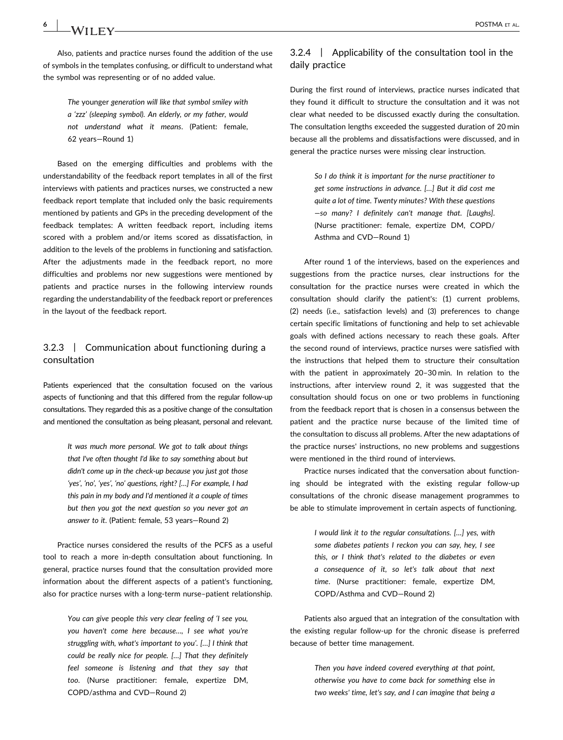Also, patients and practice nurses found the addition of the use of symbols in the templates confusing, or difficult to understand what the symbol was representing or of no added value.

> *The* younger *generation will like that symbol smiley with a 'zzz' (sleeping symbol). An elderly, or my father, would not understand what it means*. (Patient: female, 62 years—Round 1)

Based on the emerging difficulties and problems with the understandability of the feedback report templates in all of the first interviews with patients and practices nurses, we constructed a new feedback report template that included only the basic requirements mentioned by patients and GPs in the preceding development of the feedback templates: A written feedback report, including items scored with a problem and/or items scored as dissatisfaction, in addition to the levels of the problems in functioning and satisfaction. After the adjustments made in the feedback report, no more difficulties and problems nor new suggestions were mentioned by patients and practice nurses in the following interview rounds regarding the understandability of the feedback report or preferences in the layout of the feedback report.

### 3.2.3 | Communication about functioning during a consultation

Patients experienced that the consultation focused on the various aspects of functioning and that this differed from the regular follow-up consultations. They regarded this as a positive change of the consultation and mentioned the consultation as being pleasant, personal and relevant.

> *It was much more personal. We got to talk about things that I've often thought I'd like to say something* about *but didn't come up in the check-up because you just got those 'yes', 'no', 'yes', 'no' questions, right? […] For example, I had this pain in my body and I'd mentioned it a couple of times but then you got the next question so you never got an answer to it*. (Patient: female, 53 years—Round 2)

Practice nurses considered the results of the PCFS as a useful tool to reach a more in-depth consultation about functioning. In general, practice nurses found that the consultation provided more information about the different aspects of a patient's functioning, also for practice nurses with a long-term nurse–patient relationship.

> *You can give* people *this very clear feeling of 'I see you, you haven't come here because…, I see what you're struggling with, what's important to you'. […] I think that could be really nice for people. […] That they definitely feel someone is listening and that they say that too*. (Nurse practitioner: female, expertize DM, COPD/asthma and CVD—Round 2)

### 3.2.4 | Applicability of the consultation tool in the daily practice

During the first round of interviews, practice nurses indicated that they found it difficult to structure the consultation and it was not clear what needed to be discussed exactly during the consultation. The consultation lengths exceeded the suggested duration of 20 min because all the problems and dissatisfactions were discussed, and in general the practice nurses were missing clear instruction.

> *So I do think it is important for the nurse practitioner to get some instructions in advance. […] But it did cost me quite a lot of time. Twenty minutes? With these questions—so many? I definitely can't manage that. [Laughs]*. (Nurse practitioner: female, expertize DM, COPD/Asthma and CVD—Round 1)

After round 1 of the interviews, based on the experiences and suggestions from the practice nurses, clear instructions for the consultation for the practice nurses were created in which the consultation should clarify the patient's: (1) current problems, (2) needs (i.e., satisfaction levels) and (3) preferences to change certain specific limitations of functioning and help to set achievable goals with defined actions necessary to reach these goals. After the second round of interviews, practice nurses were satisfied with the instructions that helped them to structure their consultation with the patient in approximately 20–30 min. In relation to the instructions, after interview round 2, it was suggested that the consultation should focus on one or two problems in functioning from the feedback report that is chosen in a consensus between the patient and the practice nurse because of the limited time of the consultation to discuss all problems. After the new adaptations of the practice nurses' instructions, no new problems and suggestions were mentioned in the third round of interviews.

Practice nurses indicated that the conversation about functioning should be integrated with the existing regular follow-up consultations of the chronic disease management programmes to be able to stimulate improvement in certain aspects of functioning.

> *I would link it to the regular consultations. […] yes, with some diabetes patients I reckon you can say, hey, I see this, or I think that's related to the diabetes or even a consequence of it, so let's talk about that next time*. (Nurse practitioner: female, expertize DM, COPD/Asthma and CVD—Round 2)

Patients also argued that an integration of the consultation with the existing regular follow-up for the chronic disease is preferred because of better time management.

> *Then you have indeed covered everything at that point, otherwise you have to come back for something* else *in two weeks' time, let's say, and I can imagine that being a*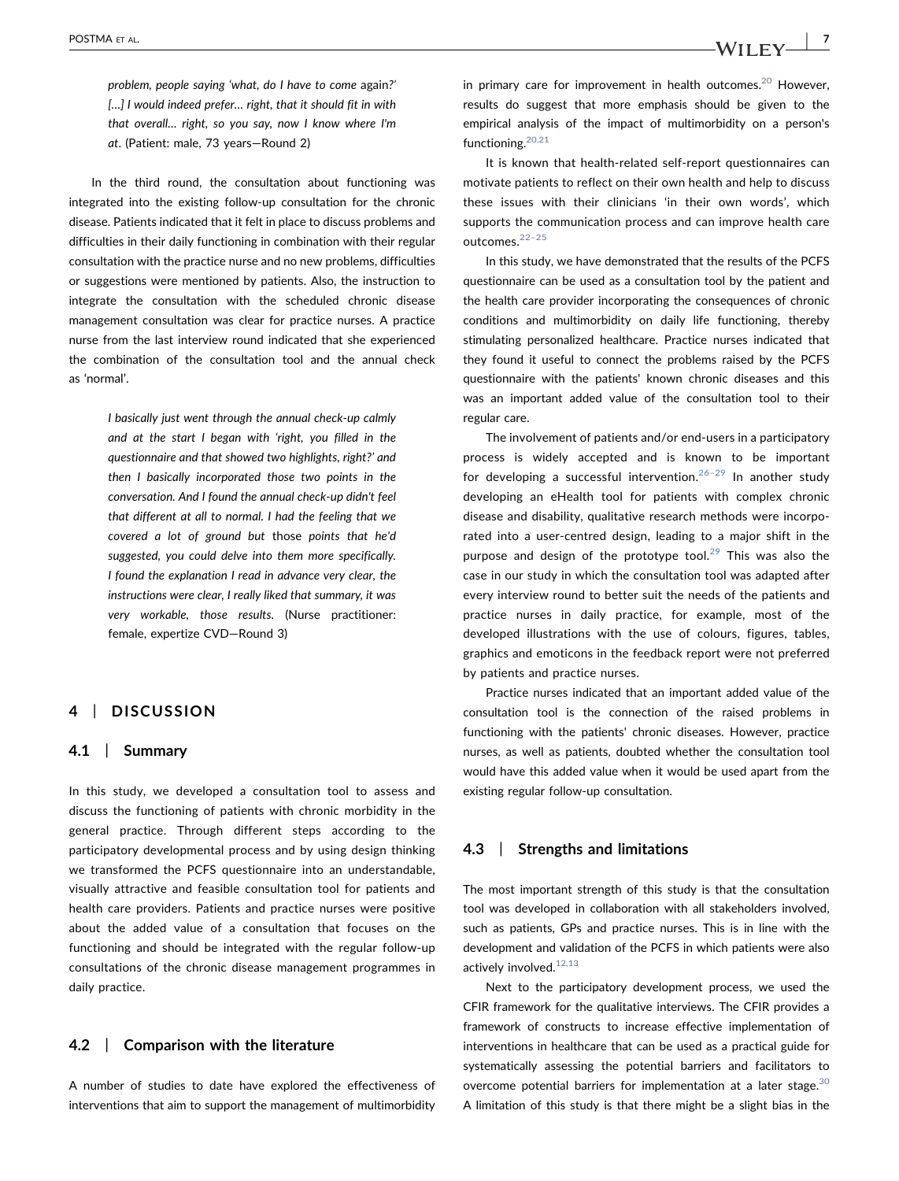*problem, people saying 'what, do I have to come again?' [...] I would indeed prefer... right, that it should fit in with that overall... right, so you say, now I know where I'm at*. (Patient: male, 73 years—Round 2)

In the third round, the consultation about functioning was integrated into the existing follow-up consultation for the chronic disease. Patients indicated that it felt in place to discuss problems and difficulties in their daily functioning in combination with their regular consultation with the practice nurse and no new problems, difficulties or suggestions were mentioned by patients. Also, the instruction to integrate the consultation with the scheduled chronic disease management consultation was clear for practice nurses. A practice nurse from the last interview round indicated that she experienced the combination of the consultation tool and the annual check as 'normal'.

> *I basically just went through the annual check-up calmly and at the start I began with 'right, you filled in the questionnaire and that showed two highlights, right?' and then I basically incorporated those two points in the conversation. And I found the annual check-up didn't feel that different at all to normal. I had the feeling that we covered a lot of ground but those points that he'd suggested, you could delve into them more specifically. I found the explanation I read in advance very clear, the instructions were clear, I really liked that summary, it was very workable, those results*. (Nurse practitioner: female, expertize CVD—Round 3)

## 4 | DISCUSSION

### 4.1 | Summary

In this study, we developed a consultation tool to assess and discuss the functioning of patients with chronic morbidity in the general practice. Through different steps according to the participatory developmental process and by using design thinking we transformed the PCFS questionnaire into an understandable, visually attractive and feasible consultation tool for patients and health care providers. Patients and practice nurses were positive about the added value of a consultation that focuses on the functioning and should be integrated with the regular follow-up consultations of the chronic disease management programmes in daily practice.

### 4.2 | Comparison with the literature

A number of studies to date have explored the effectiveness of interventions that aim to support the management of multimorbidity in primary care for improvement in health outcomes.[20] However, results do suggest that more emphasis should be given to the empirical analysis of the impact of multimorbidity on a person's functioning.[20,21]

It is known that health-related self-report questionnaires can motivate patients to reflect on their own health and help to discuss these issues with their clinicians 'in their own words', which supports the communication process and can improve health care outcomes.[22–25]

In this study, we have demonstrated that the results of the PCFS questionnaire can be used as a consultation tool by the patient and the health care provider incorporating the consequences of chronic conditions and multimorbidity on daily life functioning, thereby stimulating personalized healthcare. Practice nurses indicated that they found it useful to connect the problems raised by the PCFS questionnaire with the patients' known chronic diseases and this was an important added value of the consultation tool to their regular care.

The involvement of patients and/or end-users in a participatory process is widely accepted and is known to be important for developing a successful intervention.[26–29] In another study developing an eHealth tool for patients with complex chronic disease and disability, qualitative research methods were incorporated into a user-centred design, leading to a major shift in the purpose and design of the prototype tool.[29] This was also the case in our study in which the consultation tool was adapted after every interview round to better suit the needs of the patients and practice nurses in daily practice, for example, most of the developed illustrations with the use of colours, figures, tables, graphics and emoticons in the feedback report were not preferred by patients and practice nurses.

Practice nurses indicated that an important added value of the consultation tool is the connection of the raised problems in functioning with the patients' chronic diseases. However, practice nurses, as well as patients, doubted whether the consultation tool would have this added value when it would be used apart from the existing regular follow-up consultation.

### 4.3 | Strengths and limitations

The most important strength of this study is that the consultation tool was developed in collaboration with all stakeholders involved, such as patients, GPs and practice nurses. This is in line with the development and validation of the PCFS in which patients were also actively involved.[12,13]

Next to the participatory development process, we used the CFIR framework for the qualitative interviews. The CFIR provides a framework of constructs to increase effective implementation of interventions in healthcare that can be used as a practical guide for systematically assessing the potential barriers and facilitators to overcome potential barriers for implementation at a later stage.[30] A limitation of this study is that there might be a slight bias in the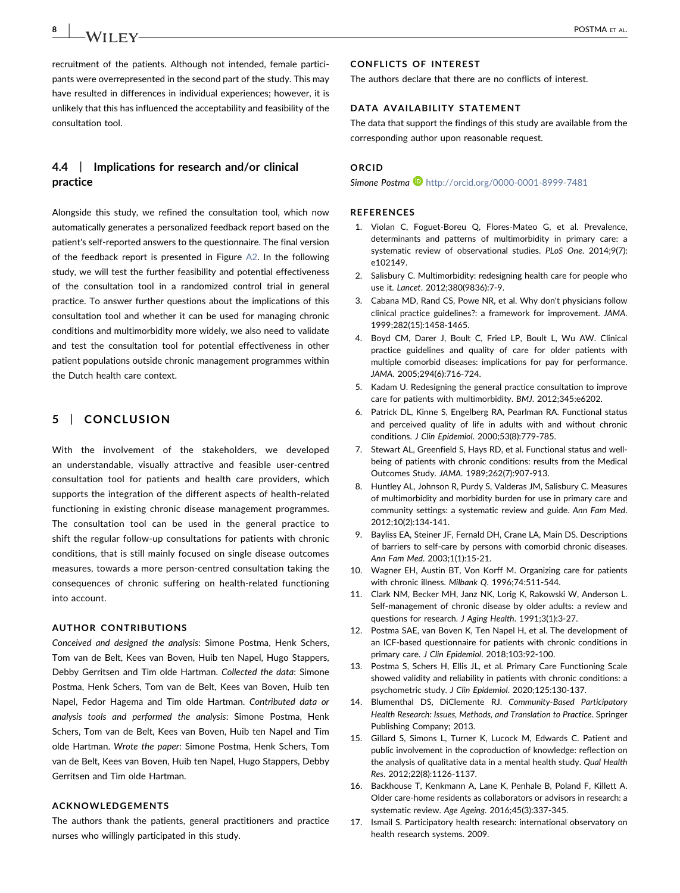recruitment of the patients. Although not intended, female participants were overrepresented in the second part of the study. This may have resulted in differences in individual experiences; however, it is unlikely that this has influenced the acceptability and feasibility of the consultation tool.

### 4.4 | Implications for research and/or clinical practice

Alongside this study, we refined the consultation tool, which now automatically generates a personalized feedback report based on the patient's self-reported answers to the questionnaire. The final version of the feedback report is presented in Figure A2. In the following study, we will test the further feasibility and potential effectiveness of the consultation tool in a randomized control trial in general practice. To answer further questions about the implications of this consultation tool and whether it can be used for managing chronic conditions and multimorbidity more widely, we also need to validate and test the consultation tool for potential effectiveness in other patient populations outside chronic management programmes within the Dutch health care context.

## 5 | CONCLUSION

With the involvement of the stakeholders, we developed an understandable, visually attractive and feasible user-centred consultation tool for patients and health care providers, which supports the integration of the different aspects of health-related functioning in existing chronic disease management programmes. The consultation tool can be used in the general practice to shift the regular follow-up consultations for patients with chronic conditions, that is still mainly focused on single disease outcomes measures, towards a more person-centred consultation taking the consequences of chronic suffering on health-related functioning into account.

### AUTHOR CONTRIBUTIONS

*Conceived and designed the analysis*: Simone Postma, Henk Schers, Tom van de Belt, Kees van Boven, Huib ten Napel, Hugo Stappers, Debby Gerritsen and Tim olde Hartman. *Collected the data*: Simone Postma, Henk Schers, Tom van de Belt, Kees van Boven, Huib ten Napel, Fedor Hagema and Tim olde Hartman. *Contributed data or analysis tools and performed the analysis*: Simone Postma, Henk Schers, Tom van de Belt, Kees van Boven, Huib ten Napel and Tim olde Hartman. *Wrote the paper*: Simone Postma, Henk Schers, Tom van de Belt, Kees van Boven, Huib ten Napel, Hugo Stappers, Debby Gerritsen and Tim olde Hartman.

### ACKNOWLEDGEMENTS

The authors thank the patients, general practitioners and practice nurses who willingly participated in this study.

### CONFLICTS OF INTEREST

The authors declare that there are no conflicts of interest.

### DATA AVAILABILITY STATEMENT

The data that support the findings of this study are available from the corresponding author upon reasonable request.

### ORCID

*Simone Postma* http://orcid.org/0000-0001-8999-7481

### REFERENCES

1. Violan C, Foguet-Boreu Q, Flores-Mateo G, et al. Prevalence, determinants and patterns of multimorbidity in primary care: a systematic review of observational studies. *PLoS One*. 2014;9(7):e102149.
2. Salisbury C. Multimorbidity: redesigning health care for people who use it. *Lancet*. 2012;380(9836):7-9.
3. Cabana MD, Rand CS, Powe NR, et al. Why don't physicians follow clinical practice guidelines?: a framework for improvement. *JAMA*. 1999;282(15):1458-1465.
4. Boyd CM, Darer J, Boult C, Fried LP, Boult L, Wu AW. Clinical practice guidelines and quality of care for older patients with multiple comorbid diseases: implications for pay for performance. *JAMA*. 2005;294(6):716-724.
5. Kadam U. Redesigning the general practice consultation to improve care for patients with multimorbidity. *BMJ*. 2012;345:e6202.
6. Patrick DL, Kinne S, Engelberg RA, Pearlman RA. Functional status and perceived quality of life in adults with and without chronic conditions. *J Clin Epidemiol*. 2000;53(8):779-785.
7. Stewart AL, Greenfield S, Hays RD, et al. Functional status and well-being of patients with chronic conditions: results from the Medical Outcomes Study. *JAMA*. 1989;262(7):907-913.
8. Huntley AL, Johnson R, Purdy S, Valderas JM, Salisbury C. Measures of multimorbidity and morbidity burden for use in primary care and community settings: a systematic review and guide. *Ann Fam Med*. 2012;10(2):134-141.
9. Bayliss EA, Steiner JF, Fernald DH, Crane LA, Main DS. Descriptions of barriers to self-care by persons with comorbid chronic diseases. *Ann Fam Med*. 2003;1(1):15-21.
10. Wagner EH, Austin BT, Von Korff M. Organizing care for patients with chronic illness. *Milbank Q*. 1996;74:511-544.
11. Clark NM, Becker MH, Janz NK, Lorig K, Rakowski W, Anderson L. Self-management of chronic disease by older adults: a review and questions for research. *J Aging Health*. 1991;3(1):3-27.
12. Postma SAE, van Boven K, Ten Napel H, et al. The development of an ICF-based questionnaire for patients with chronic conditions in primary care. *J Clin Epidemiol*. 2018;103:92-100.
13. Postma S, Schers H, Ellis JL, et al. Primary Care Functioning Scale showed validity and reliability in patients with chronic conditions: a psychometric study. *J Clin Epidemiol*. 2020;125:130-137.
14. Blumenthal DS, DiClemente RJ. *Community-Based Participatory Health Research: Issues, Methods, and Translation to Practice*. Springer Publishing Company; 2013.
15. Gillard S, Simons L, Turner K, Lucock M, Edwards C. Patient and public involvement in the coproduction of knowledge: reflection on the analysis of qualitative data in a mental health study. *Qual Health Res*. 2012;22(8):1126-1137.
16. Backhouse T, Kenkmann A, Lane K, Penhale B, Poland F, Killett A. Older care-home residents as collaborators or advisors in research: a systematic review. *Age Ageing*. 2016;45(3):337-345.
17. Ismail S. Participatory health research: international observatory on health research systems. 2009.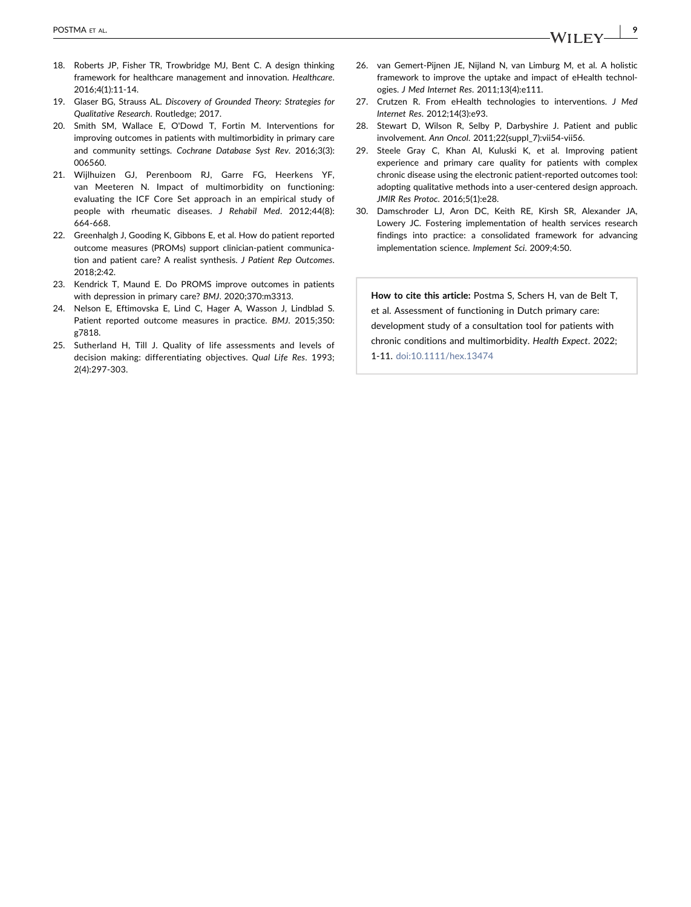18. Roberts JP, Fisher TR, Trowbridge MJ, Bent C. A design thinking framework for healthcare management and innovation. *Healthcare*. 2016;4(1):11-14.
19. Glaser BG, Strauss AL. *Discovery of Grounded Theory: Strategies for Qualitative Research*. Routledge; 2017.
20. Smith SM, Wallace E, O'Dowd T, Fortin M. Interventions for improving outcomes in patients with multimorbidity in primary care and community settings. *Cochrane Database Syst Rev*. 2016;3(3): 006560.
21. Wijlhuizen GJ, Perenboom RJ, Garre FG, Heerkens YF, van Meeteren N. Impact of multimorbidity on functioning: evaluating the ICF Core Set approach in an empirical study of people with rheumatic diseases. *J Rehabil Med*. 2012;44(8): 664-668.
22. Greenhalgh J, Gooding K, Gibbons E, et al. How do patient reported outcome measures (PROMs) support clinician-patient communication and patient care? A realist synthesis. *J Patient Rep Outcomes*. 2018;2:42.
23. Kendrick T, Maund E. Do PROMS improve outcomes in patients with depression in primary care? *BMJ*. 2020;370:m3313.
24. Nelson E, Eftimovska E, Lind C, Hager A, Wasson J, Lindblad S. Patient reported outcome measures in practice. *BMJ*. 2015;350: g7818.
25. Sutherland H, Till J. Quality of life assessments and levels of decision making: differentiating objectives. *Qual Life Res*. 1993; 2(4):297-303.
26. van Gemert-Pijnen JE, Nijland N, van Limburg M, et al. A holistic framework to improve the uptake and impact of eHealth technologies. *J Med Internet Res*. 2011;13(4):e111.
27. Crutzen R. From eHealth technologies to interventions. *J Med Internet Res*. 2012;14(3):e93.
28. Stewart D, Wilson R, Selby P, Darbyshire J. Patient and public involvement. *Ann Oncol*. 2011;22(suppl_7):vii54-vii56.
29. Steele Gray C, Khan AI, Kuluski K, et al. Improving patient experience and primary care quality for patients with complex chronic disease using the electronic patient-reported outcomes tool: adopting qualitative methods into a user-centered design approach. *JMIR Res Protoc*. 2016;5(1):e28.
30. Damschroder LJ, Aron DC, Keith RE, Kirsh SR, Alexander JA, Lowery JC. Fostering implementation of health services research findings into practice: a consolidated framework for advancing implementation science. *Implement Sci*. 2009;4:50.

**How to cite this article:** Postma S, Schers H, van de Belt T, et al. Assessment of functioning in Dutch primary care: development study of a consultation tool for patients with chronic conditions and multimorbidity. *Health Expect*. 2022; 1-11. doi:10.1111/hex.13474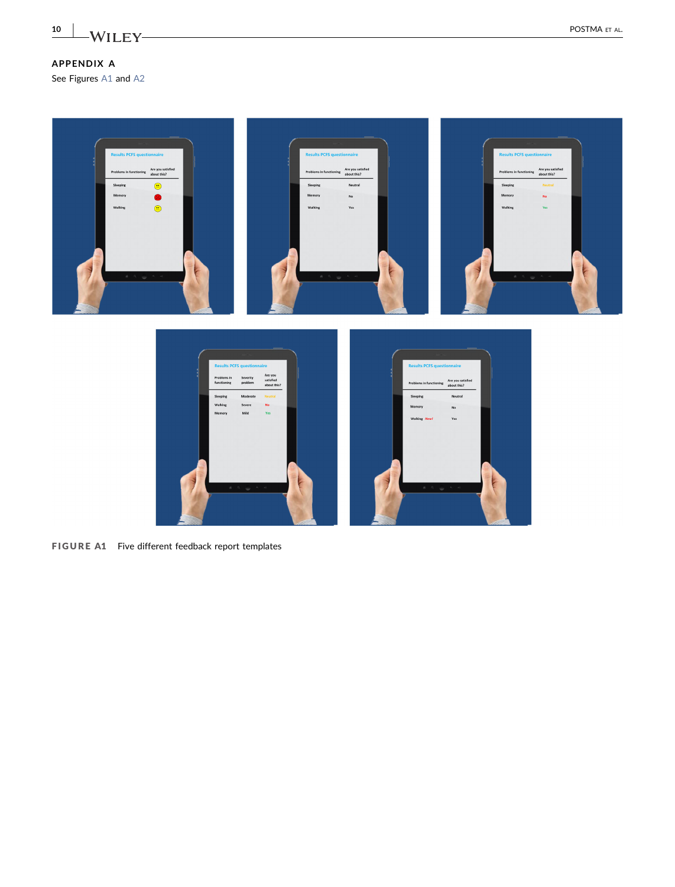## APPENDIX A

See Figures A1 and A2

FIGURE A1 Five different feedback report templates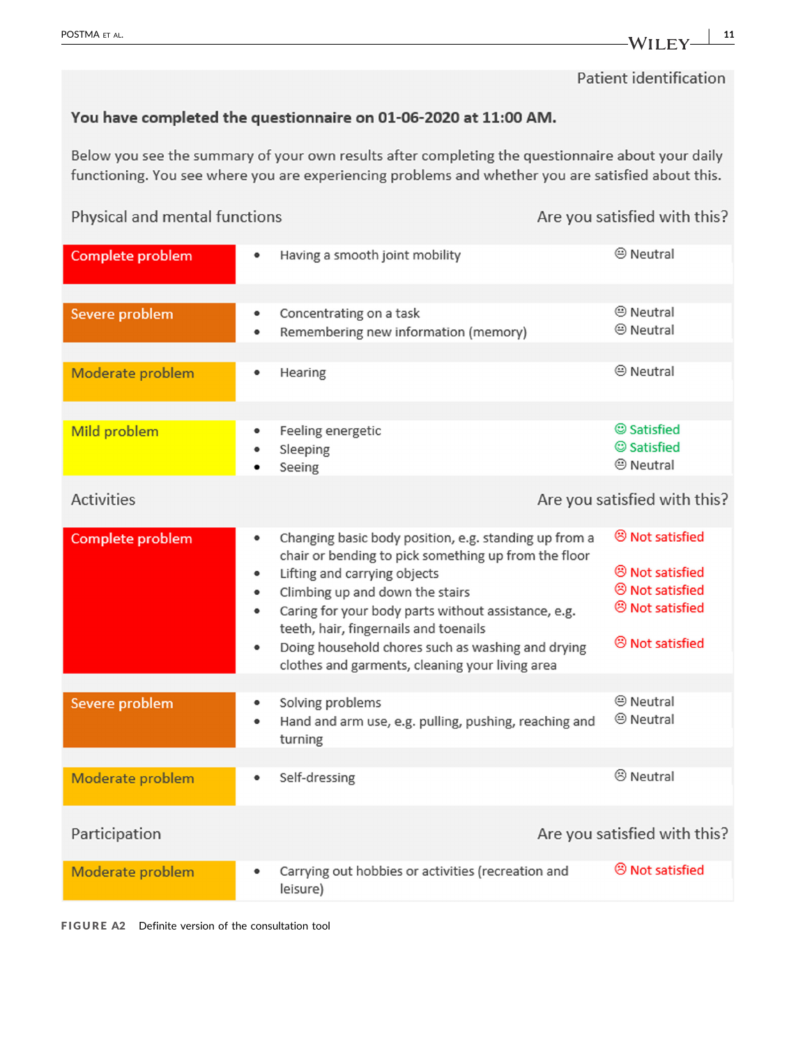Patient identification

**You have completed the questionnaire on 01-06-2020 at 11:00 AM.**

Below you see the summary of your own results after completing the questionnaire about your daily functioning. You see where you are experiencing problems and whether you are satisfied about this.

| Physical and mental functions | | Are you satisfied with this? |
|---|---|---|
| Complete problem | • Having a smooth joint mobility | ☺ Neutral |
| Severe problem | • Concentrating on a task<br>• Remembering new information (memory) | ☺ Neutral<br>☺ Neutral |
| Moderate problem | • Hearing | ☺ Neutral |
| Mild problem | • Feeling energetic<br>• Sleeping<br>• Seeing | ☺ Satisfied<br>☺ Satisfied<br>☺ Neutral |

| Activities | | Are you satisfied with this? |
|---|---|---|
| Complete problem | • Changing basic body position, e.g. standing up from a chair or bending to pick something up from the floor<br>• Lifting and carrying objects<br>• Climbing up and down the stairs<br>• Caring for your body parts without assistance, e.g. teeth, hair, fingernails and toenails<br>• Doing household chores such as washing and drying clothes and garments, cleaning your living area | ☹ Not satisfied<br>☹ Not satisfied<br>☹ Not satisfied<br>☹ Not satisfied<br>☹ Not satisfied |
| Severe problem | • Solving problems<br>• Hand and arm use, e.g. pulling, pushing, reaching and turning | ☺ Neutral<br>☺ Neutral |
| Moderate problem | • Self-dressing | ☹ Neutral |

| Participation | | Are you satisfied with this? |
|---|---|---|
| Moderate problem | • Carrying out hobbies or activities (recreation and leisure) | ☹ Not satisfied |

**FIGURE A2** Definite version of the consultation tool